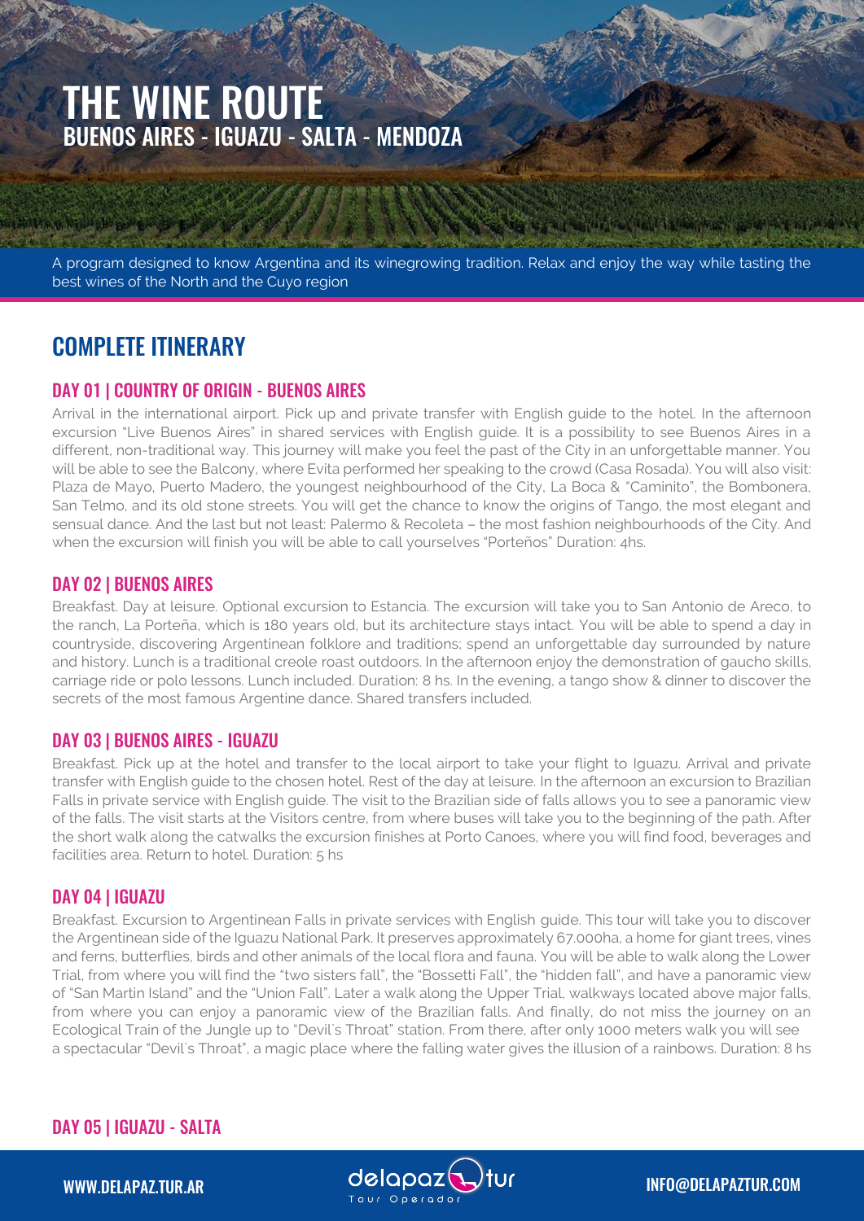# THE WINE ROUTE

## BUENOS AIRES - IGUAZU - SALTA - MENDOZA

A program designed to know Argentina and its winegrowing tradition. Relax and enjoy the way while tasting the best wines of the North and the Cuyo region

## COMPLETE ITINERARY

### DAY 01 | COUNTRY OF ORIGIN - BUENOS AIRES

Arrival in the international airport. Pick up and private transfer with English guide to the hotel. In the afternoon excursion "Live Buenos Aires" in shared services with English guide. It is a possibility to see Buenos Aires in a different, non-traditional way. This journey will make you feel the past of the City in an unforgettable manner. You will be able to see the Balcony, where Evita performed her speaking to the crowd (Casa Rosada). You will also visit: Plaza de Mayo, Puerto Madero, the youngest neighbourhood of the City, La Boca & "Caminito", the Bombonera, San Telmo, and its old stone streets. You will get the chance to know the origins of Tango, the most elegant and sensual dance. And the last but not least: Palermo & Recoleta – the most fashion neighbourhoods of the City. And when the excursion will finish you will be able to call yourselves "Porteños" Duration: 4hs.

### DAY 02 | BUENOS AIRES

Breakfast. Day at leisure. Optional excursion to Estancia. The excursion will take you to San Antonio de Areco, to the ranch, La Porteña, which is 180 years old, but its architecture stays intact. You will be able to spend a day in countryside, discovering Argentinean folklore and traditions; spend an unforgettable day surrounded by nature and history. Lunch is a traditional creole roast outdoors. In the afternoon enjoy the demonstration of gaucho skills, carriage ride or polo lessons. Lunch included. Duration: 8 hs. In the evening, a tango show & dinner to discover the secrets of the most famous Argentine dance. Shared transfers included.

### DAY 03 | BUENOS AIRES - IGUAZU

Breakfast. Pick up at the hotel and transfer to the local airport to take your flight to Iguazu. Arrival and private transfer with English guide to the chosen hotel. Rest of the day at leisure. In the afternoon an excursion to Brazilian Falls in private service with English guide. The visit to the Brazilian side of falls allows you to see a panoramic view of the falls. The visit starts at the Visitors centre, from where buses will take you to the beginning of the path. After the short walk along the catwalks the excursion finishes at Porto Canoes, where you will find food, beverages and facilities area. Return to hotel. Duration: 5 hs

### DAY 04 | IGUAZU

Breakfast. Excursion to Argentinean Falls in private services with English guide. This tour will take you to discover the Argentinean side of the Iguazu National Park. It preserves approximately 67.000ha, a home for giant trees, vines and ferns, butterflies, birds and other animals of the local flora and fauna. You will be able to walk along the Lower Trial, from where you will find the "two sisters fall", the "Bossetti Fall", the "hidden fall", and have a panoramic view of "San Martin Island" and the "Union Fall". Later a walk along the Upper Trial, walkways located above major falls, from where you can enjoy a panoramic view of the Brazilian falls. And finally, do not miss the journey on an Ecological Train of the Jungle up to "Devil`s Throat" station. From there, after only 1000 meters walk you will see a spectacular "Devil`s Throat", a magic place where the falling water gives the illusion of a rainbows. Duration: 8 hs

### DAY 05 | IGUAZU - SALTA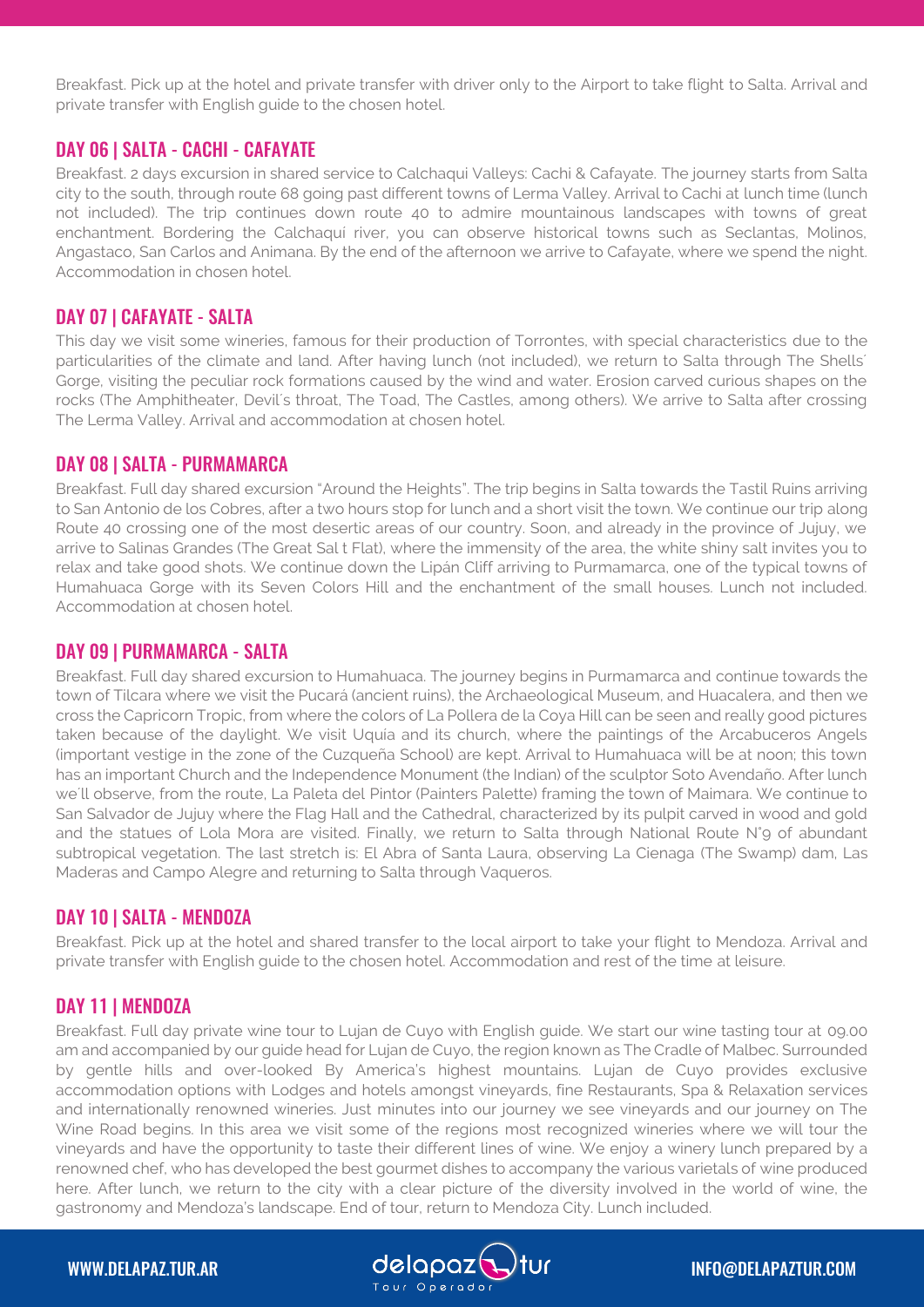Breakfast. Pick up at the hotel and private transfer with driver only to the Airport to take flight to Salta. Arrival and private transfer with English guide to the chosen hotel.

## DAY 06 | SALTA - CACHI - CAFAYATE

Breakfast. 2 days excursion in shared service to Calchaqui Valleys: Cachi & Cafayate. The journey starts from Salta city to the south, through route 68 going past different towns of Lerma Valley. Arrival to Cachi at lunch time (lunch not included). The trip continues down route 40 to admire mountainous landscapes with towns of great enchantment. Bordering the Calchaquí river, you can observe historical towns such as Seclantas, Molinos, Angastaco, San Carlos and Animana. By the end of the afternoon we arrive to Cafayate, where we spend the night. Accommodation in chosen hotel.

## DAY 07 | CAFAYATE - SALTA

This day we visit some wineries, famous for their production of Torrontes, with special characteristics due to the particularities of the climate and land. After having lunch (not included), we return to Salta through The Shells´ Gorge, visiting the peculiar rock formations caused by the wind and water. Erosion carved curious shapes on the rocks (The Amphitheater, Devil´s throat, The Toad, The Castles, among others). We arrive to Salta after crossing The Lerma Valley. Arrival and accommodation at chosen hotel.

## DAY 08 | SALTA - PURMAMARCA

Breakfast. Full day shared excursion "Around the Heights". The trip begins in Salta towards the Tastil Ruins arriving to San Antonio de los Cobres, after a two hours stop for lunch and a short visit the town. We continue our trip along Route 40 crossing one of the most desertic areas of our country. Soon, and already in the province of Jujuy, we arrive to Salinas Grandes (The Great Sal t Flat), where the immensity of the area, the white shiny salt invites you to relax and take good shots. We continue down the Lipán Cliff arriving to Purmamarca, one of the typical towns of Humahuaca Gorge with its Seven Colors Hill and the enchantment of the small houses. Lunch not included. Accommodation at chosen hotel.

## DAY 09 | PURMAMARCA - SALTA

Breakfast. Full day shared excursion to Humahuaca. The journey begins in Purmamarca and continue towards the town of Tilcara where we visit the Pucará (ancient ruins), the Archaeological Museum, and Huacalera, and then we cross the Capricorn Tropic, from where the colors of La Pollera de la Coya Hill can be seen and really good pictures taken because of the daylight. We visit Uquia and its church, where the paintings of the Arcabuceros Angels (important vestige in the zone of the Cuzqueña School) are kept. Arrival to Humahuaca will be at noon; this town has an important Church and the Independence Monument (the Indian) of the sculptor Soto Avendaño. After lunch we´ll observe, from the route, La Paleta del Pintor (Painters Palette) framing the town of Maimara. We continue to San Salvador de Jujuy where the Flag Hall and the Cathedral, characterized by its pulpit carved in wood and gold and the statues of Lola Mora are visited. Finally, we return to Salta through National Route N°9 of abundant subtropical vegetation. The last stretch is: El Abra of Santa Laura, observing La Cienaga (The Swamp) dam, Las Maderas and Campo Alegre and returning to Salta through Vaqueros.

## DAY 10 | SALTA - MENDOZA

Breakfast. Pick up at the hotel and shared transfer to the local airport to take your flight to Mendoza. Arrival and private transfer with English guide to the chosen hotel. Accommodation and rest of the time at leisure.

## DAY 11 | MENDOZA

Breakfast. Full day private wine tour to Lujan de Cuyo with English guide. We start our wine tasting tour at 09.00 am and accompanied by our guide head for Lujan de Cuyo, the region known as The Cradle of Malbec. Surrounded by gentle hills and over-looked By America's highest mountains. Lujan de Cuyo provides exclusive accommodation options with Lodges and hotels amongst vineyards, fine Restaurants, Spa & Relaxation services and internationally renowned wineries. Just minutes into our journey we see vineyards and our journey on The Wine Road begins. In this area we visit some of the regions most recognized wineries where we will tour the vineyards and have the opportunity to taste their different lines of wine. We enjoy a winery lunch prepared by a renowned chef, who has developed the best gourmet dishes to accompany the various varietals of wine produced here. After lunch, we return to the city with a clear picture of the diversity involved in the world of wine, the gastronomy and Mendoza's landscape. End of tour, return to Mendoza City. Lunch included.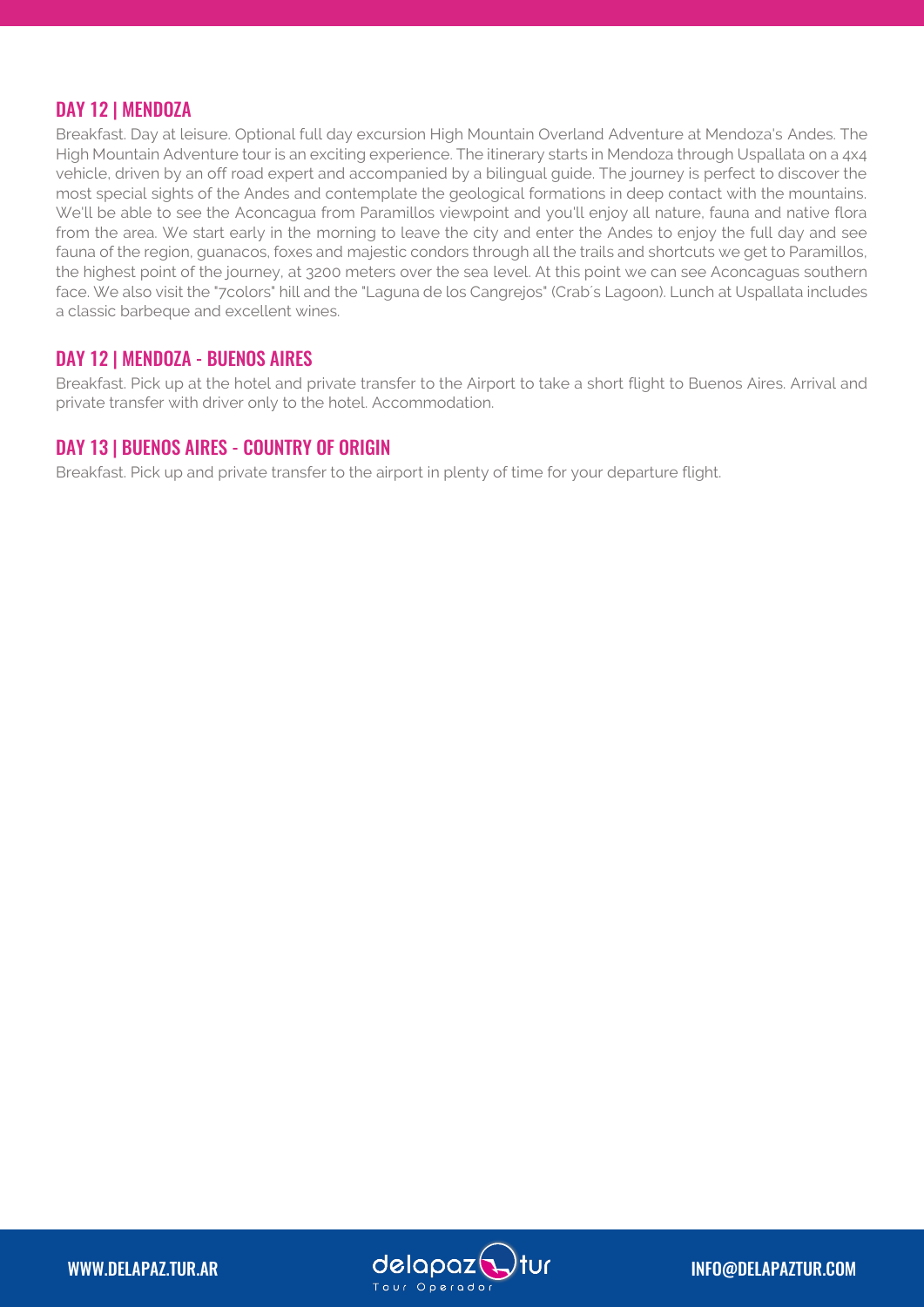## DAY 12 | MENDOZA

Breakfast. Day at leisure. Optional full day excursion High Mountain Overland Adventure at Mendoza's Andes. The High Mountain Adventure tour is an exciting experience. The itinerary starts in Mendoza through Uspallata on a 4x4 vehicle, driven by an off road expert and accompanied by a bilingual guide. The journey is perfect to discover the most special sights of the Andes and contemplate the geological formations in deep contact with the mountains. We'll be able to see the Aconcagua from Paramillos viewpoint and you'll enjoy all nature, fauna and native flora from the area. We start early in the morning to leave the city and enter the Andes to enjoy the full day and see fauna of the region, guanacos, foxes and majestic condors through all the trails and shortcuts we get to Paramillos, the highest point of the journey, at 3200 meters over the sea level. At this point we can see Aconcaguas southern face. We also visit the "7colors" hill and the "Laguna de los Cangrejos" (Crab´s Lagoon). Lunch at Uspallata includes a classic barbeque and excellent wines.

## DAY 12 | MENDOZA - BUENOS AIRES

Breakfast. Pick up at the hotel and private transfer to the Airport to take a short flight to Buenos Aires. Arrival and private transfer with driver only to the hotel. Accommodation.

## DAY 13 | BUENOS AIRES - COUNTRY OF ORIGIN

Breakfast. Pick up and private transfer to the airport in plenty of time for your departure flight.